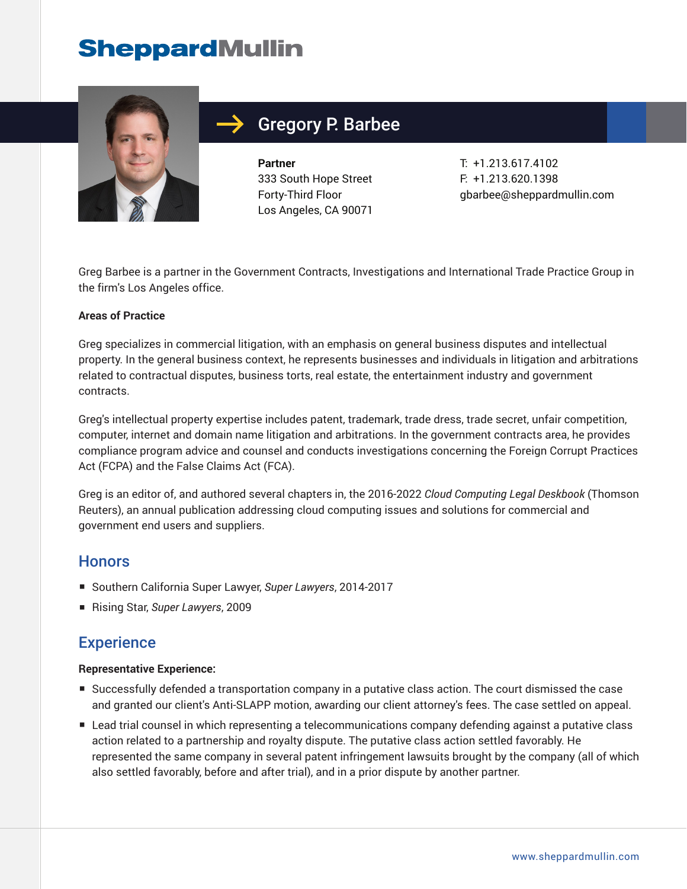# Gregory P. Barbee

**Partner**
333 South Hope Street
Forty-Third Floor
Los Angeles, CA 90071

T: +1.213.617.4102
F: +1.213.620.1398
gbarbee@sheppardmullin.com

Greg Barbee is a partner in the Government Contracts, Investigations and International Trade Practice Group in the firm's Los Angeles office.

**Areas of Practice**

Greg specializes in commercial litigation, with an emphasis on general business disputes and intellectual property. In the general business context, he represents businesses and individuals in litigation and arbitrations related to contractual disputes, business torts, real estate, the entertainment industry and government contracts.

Greg's intellectual property expertise includes patent, trademark, trade dress, trade secret, unfair competition, computer, internet and domain name litigation and arbitrations. In the government contracts area, he provides compliance program advice and counsel and conducts investigations concerning the Foreign Corrupt Practices Act (FCPA) and the False Claims Act (FCA).

Greg is an editor of, and authored several chapters in, the 2016-2022 *Cloud Computing Legal Deskbook* (Thomson Reuters), an annual publication addressing cloud computing issues and solutions for commercial and government end users and suppliers.

## Honors

- Southern California Super Lawyer, *Super Lawyers*, 2014-2017
- Rising Star, *Super Lawyers*, 2009

## Experience

**Representative Experience:**

- Successfully defended a transportation company in a putative class action. The court dismissed the case and granted our client's Anti-SLAPP motion, awarding our client attorney's fees. The case settled on appeal.
- Lead trial counsel in which representing a telecommunications company defending against a putative class action related to a partnership and royalty dispute. The putative class action settled favorably. He represented the same company in several patent infringement lawsuits brought by the company (all of which also settled favorably, before and after trial), and in a prior dispute by another partner.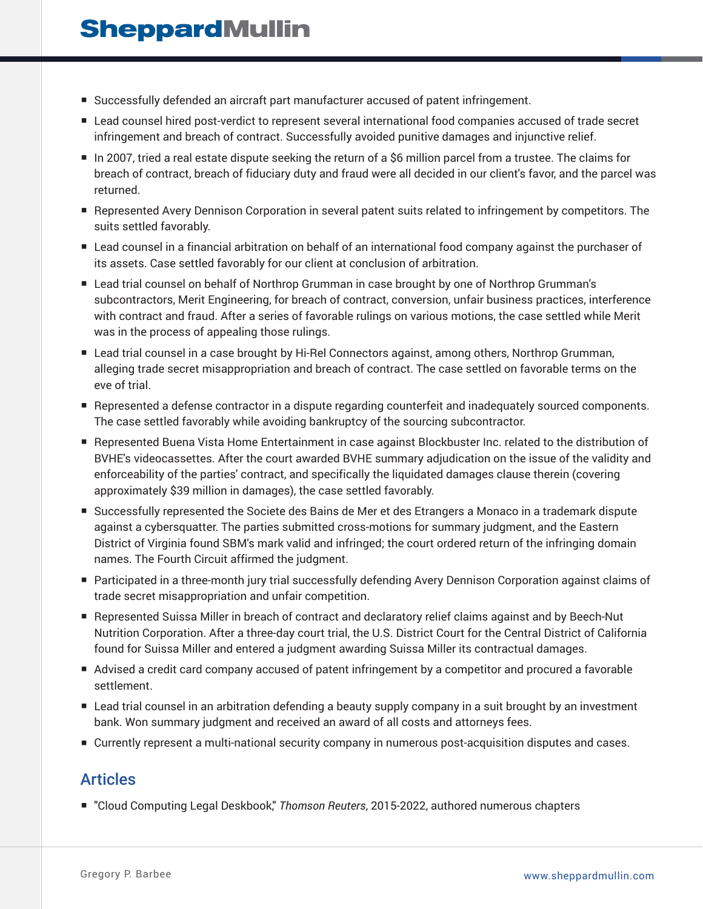- Successfully defended an aircraft part manufacturer accused of patent infringement.
- Lead counsel hired post-verdict to represent several international food companies accused of trade secret infringement and breach of contract. Successfully avoided punitive damages and injunctive relief.
- In 2007, tried a real estate dispute seeking the return of a $6 million parcel from a trustee. The claims for breach of contract, breach of fiduciary duty and fraud were all decided in our client's favor, and the parcel was returned.
- Represented Avery Dennison Corporation in several patent suits related to infringement by competitors. The suits settled favorably.
- Lead counsel in a financial arbitration on behalf of an international food company against the purchaser of its assets. Case settled favorably for our client at conclusion of arbitration.
- Lead trial counsel on behalf of Northrop Grumman in case brought by one of Northrop Grumman's subcontractors, Merit Engineering, for breach of contract, conversion, unfair business practices, interference with contract and fraud. After a series of favorable rulings on various motions, the case settled while Merit was in the process of appealing those rulings.
- Lead trial counsel in a case brought by Hi-Rel Connectors against, among others, Northrop Grumman, alleging trade secret misappropriation and breach of contract. The case settled on favorable terms on the eve of trial.
- Represented a defense contractor in a dispute regarding counterfeit and inadequately sourced components. The case settled favorably while avoiding bankruptcy of the sourcing subcontractor.
- Represented Buena Vista Home Entertainment in case against Blockbuster Inc. related to the distribution of BVHE's videocassettes. After the court awarded BVHE summary adjudication on the issue of the validity and enforceability of the parties' contract, and specifically the liquidated damages clause therein (covering approximately $39 million in damages), the case settled favorably.
- Successfully represented the Societe des Bains de Mer et des Etrangers a Monaco in a trademark dispute against a cybersquatter. The parties submitted cross-motions for summary judgment, and the Eastern District of Virginia found SBM's mark valid and infringed; the court ordered return of the infringing domain names. The Fourth Circuit affirmed the judgment.
- Participated in a three-month jury trial successfully defending Avery Dennison Corporation against claims of trade secret misappropriation and unfair competition.
- Represented Suissa Miller in breach of contract and declaratory relief claims against and by Beech-Nut Nutrition Corporation. After a three-day court trial, the U.S. District Court for the Central District of California found for Suissa Miller and entered a judgment awarding Suissa Miller its contractual damages.
- Advised a credit card company accused of patent infringement by a competitor and procured a favorable settlement.
- Lead trial counsel in an arbitration defending a beauty supply company in a suit brought by an investment bank. Won summary judgment and received an award of all costs and attorneys fees.
- Currently represent a multi-national security company in numerous post-acquisition disputes and cases.

## Articles

- "Cloud Computing Legal Deskbook," *Thomson Reuters*, 2015-2022, authored numerous chapters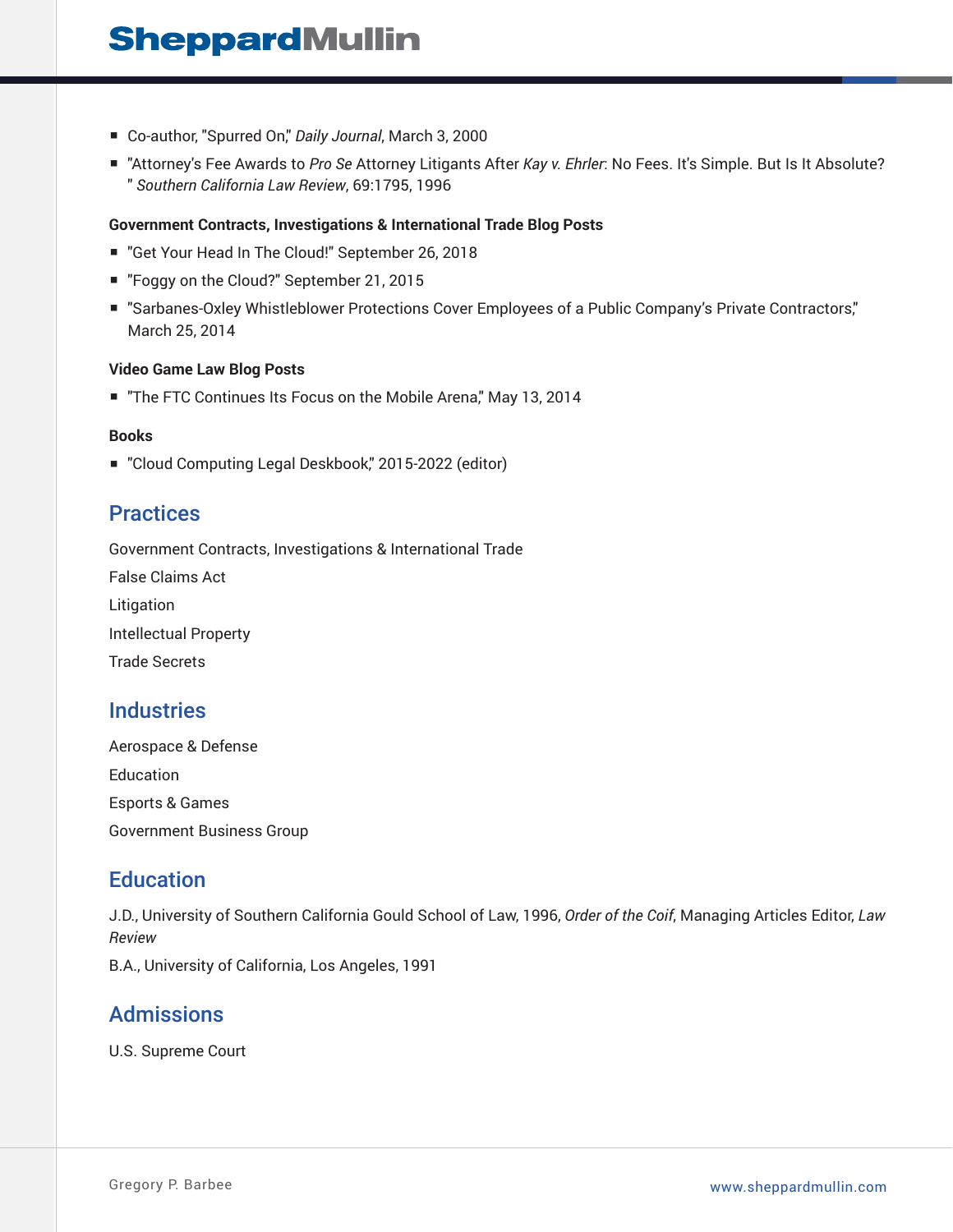- Co-author, "Spurred On," *Daily Journal*, March 3, 2000
- "Attorney's Fee Awards to *Pro Se* Attorney Litigants After *Kay v. Ehrler*: No Fees. It's Simple. But Is It Absolute? " *Southern California Law Review*, 69:1795, 1996

**Government Contracts, Investigations & International Trade Blog Posts**

- "Get Your Head In The Cloud!" September 26, 2018
- "Foggy on the Cloud?" September 21, 2015
- "Sarbanes-Oxley Whistleblower Protections Cover Employees of a Public Company's Private Contractors," March 25, 2014

**Video Game Law Blog Posts**

- "The FTC Continues Its Focus on the Mobile Arena," May 13, 2014

**Books**

- "Cloud Computing Legal Deskbook," 2015-2022 (editor)

## Practices

Government Contracts, Investigations & International Trade

False Claims Act

Litigation

Intellectual Property

Trade Secrets

## Industries

Aerospace & Defense

Education

Esports & Games

Government Business Group

## Education

J.D., University of Southern California Gould School of Law, 1996, *Order of the Coif*, Managing Articles Editor, *Law Review*

B.A., University of California, Los Angeles, 1991

## Admissions

U.S. Supreme Court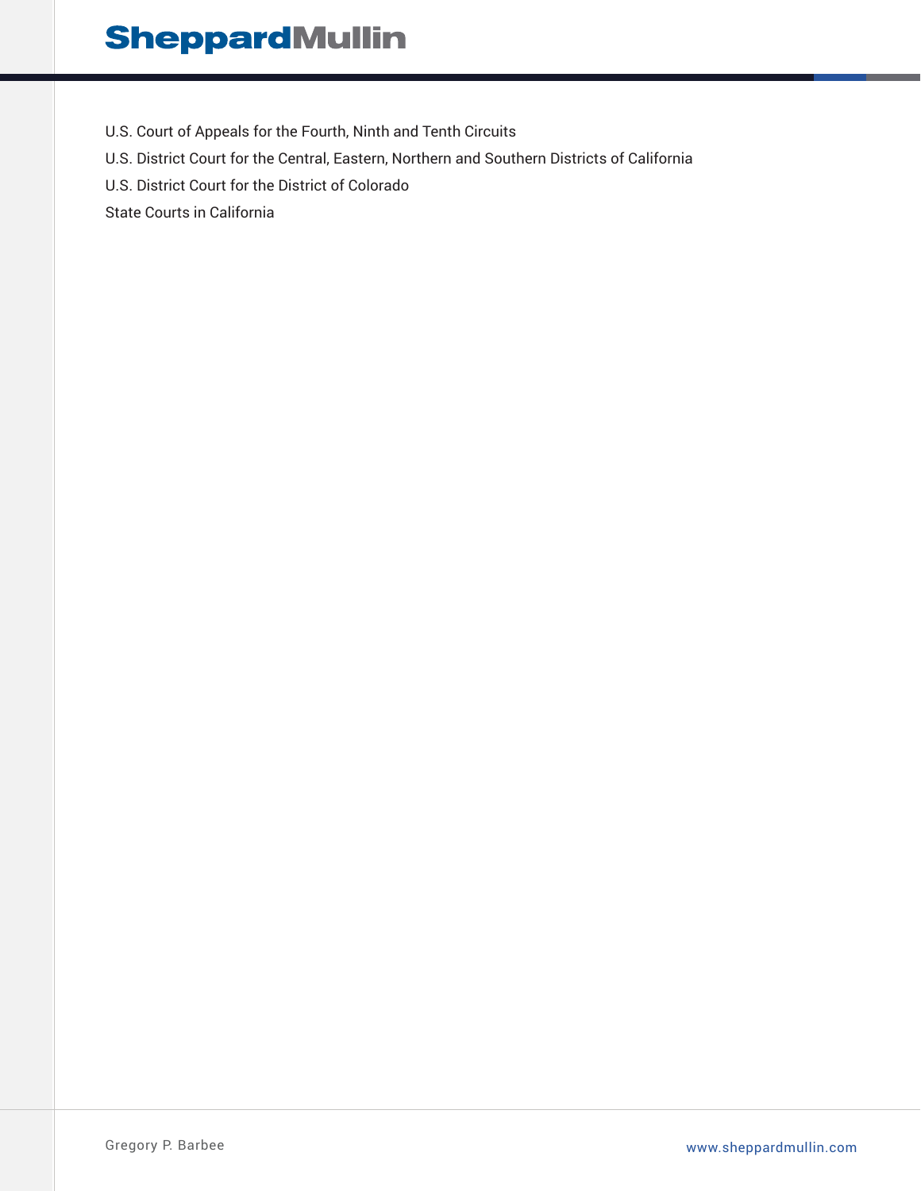U.S. Court of Appeals for the Fourth, Ninth and Tenth Circuits

U.S. District Court for the Central, Eastern, Northern and Southern Districts of California

U.S. District Court for the District of Colorado

State Courts in California